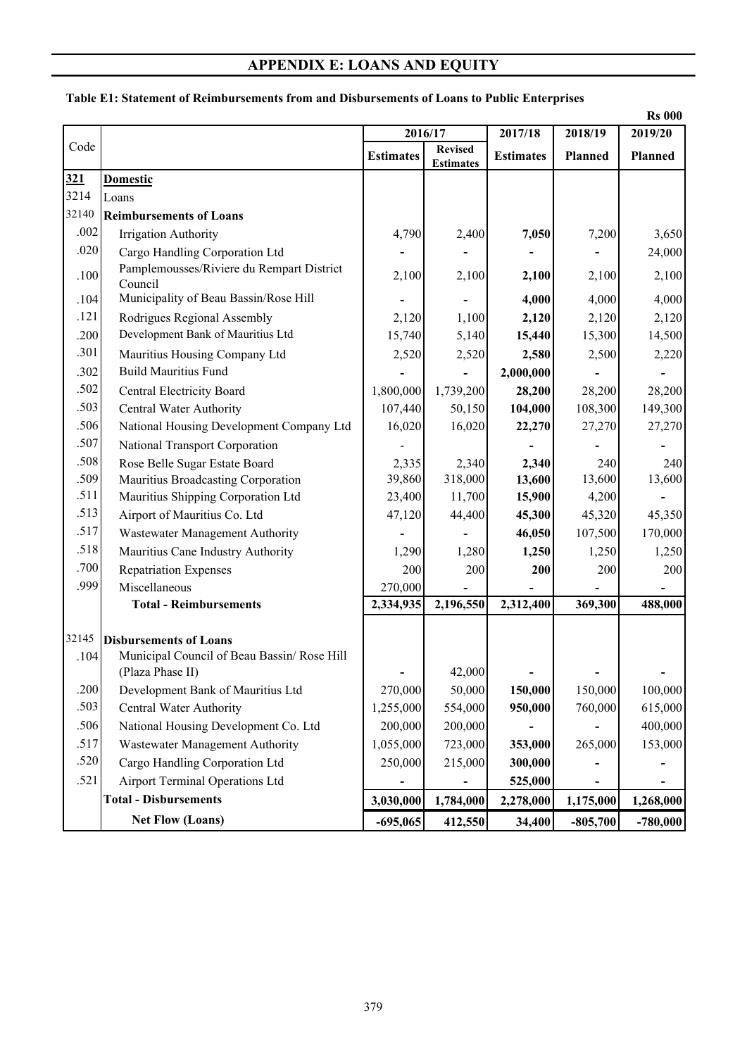# APPENDIX E: LOANS AND EQUITY

**Table E1: Statement of Reimbursements from and Disbursements of Loans to Public Enterprises**

**Rs 000**

| Code | | 2016/17 | | 2017/18 | 2018/19 | 2019/20 |
|---|---|---|---|---|---|---|
| | | **Estimates** | **Revised Estimates** | **Estimates** | **Planned** | **Planned** |
| **321** | **Domestic** | | | | | |
| 3214 | Loans | | | | | |
| 32140 | **Reimbursements of Loans** | | | | | |
| .002 | Irrigation Authority | 4,790 | 2,400 | **7,050** | 7,200 | 3,650 |
| .020 | Cargo Handling Corporation Ltd | - | - | **-** | - | 24,000 |
| .100 | Pamplemousses/Riviere du Rempart District Council | 2,100 | 2,100 | **2,100** | 2,100 | 2,100 |
| .104 | Municipality of Beau Bassin/Rose Hill | - | - | **4,000** | 4,000 | 4,000 |
| .121 | Rodrigues Regional Assembly | 2,120 | 1,100 | **2,120** | 2,120 | 2,120 |
| .200 | Development Bank of Mauritius Ltd | 15,740 | 5,140 | **15,440** | 15,300 | 14,500 |
| .301 | Mauritius Housing Company Ltd | 2,520 | 2,520 | **2,580** | 2,500 | 2,220 |
| .302 | Build Mauritius Fund | - | - | **2,000,000** | - | - |
| .502 | Central Electricity Board | 1,800,000 | 1,739,200 | **28,200** | 28,200 | 28,200 |
| .503 | Central Water Authority | 107,440 | 50,150 | **104,000** | 108,300 | 149,300 |
| .506 | National Housing Development Company Ltd | 16,020 | 16,020 | **22,270** | 27,270 | 27,270 |
| .507 | National Transport Corporation | - | | **-** | - | - |
| .508 | Rose Belle Sugar Estate Board | 2,335 | 2,340 | **2,340** | 240 | 240 |
| .509 | Mauritius Broadcasting Corporation | 39,860 | 318,000 | **13,600** | 13,600 | 13,600 |
| .511 | Mauritius Shipping Corporation Ltd | 23,400 | 11,700 | **15,900** | 4,200 | - |
| .513 | Airport of Mauritius Co. Ltd | 47,120 | 44,400 | **45,300** | 45,320 | 45,350 |
| .517 | Wastewater Management Authority | - | - | **46,050** | 107,500 | 170,000 |
| .518 | Mauritius Cane Industry Authority | 1,290 | 1,280 | **1,250** | 1,250 | 1,250 |
| .700 | Repatriation Expenses | 200 | 200 | **200** | 200 | 200 |
| .999 | Miscellaneous | 270,000 | - | **-** | - | - |
| | **Total - Reimbursements** | **2,334,935** | **2,196,550** | **2,312,400** | **369,300** | **488,000** |
| 32145 | **Disbursements of Loans** | | | | | |
| .104 | Municipal Council of Beau Bassin/ Rose Hill (Plaza Phase II) | - | 42,000 | **-** | - | - |
| .200 | Development Bank of Mauritius Ltd | 270,000 | 50,000 | **150,000** | 150,000 | 100,000 |
| .503 | Central Water Authority | 1,255,000 | 554,000 | **950,000** | 760,000 | 615,000 |
| .506 | National Housing Development Co. Ltd | 200,000 | 200,000 | **-** | - | 400,000 |
| .517 | Wastewater Management Authority | 1,055,000 | 723,000 | **353,000** | 265,000 | 153,000 |
| .520 | Cargo Handling Corporation Ltd | 250,000 | 215,000 | **300,000** | - | - |
| .521 | Airport Terminal Operations Ltd | - | - | **525,000** | - | - |
| | **Total - Disbursements** | **3,030,000** | **1,784,000** | **2,278,000** | **1,175,000** | **1,268,000** |
| | **Net Flow (Loans)** | **-695,065** | **412,550** | **34,400** | **-805,700** | **-780,000** |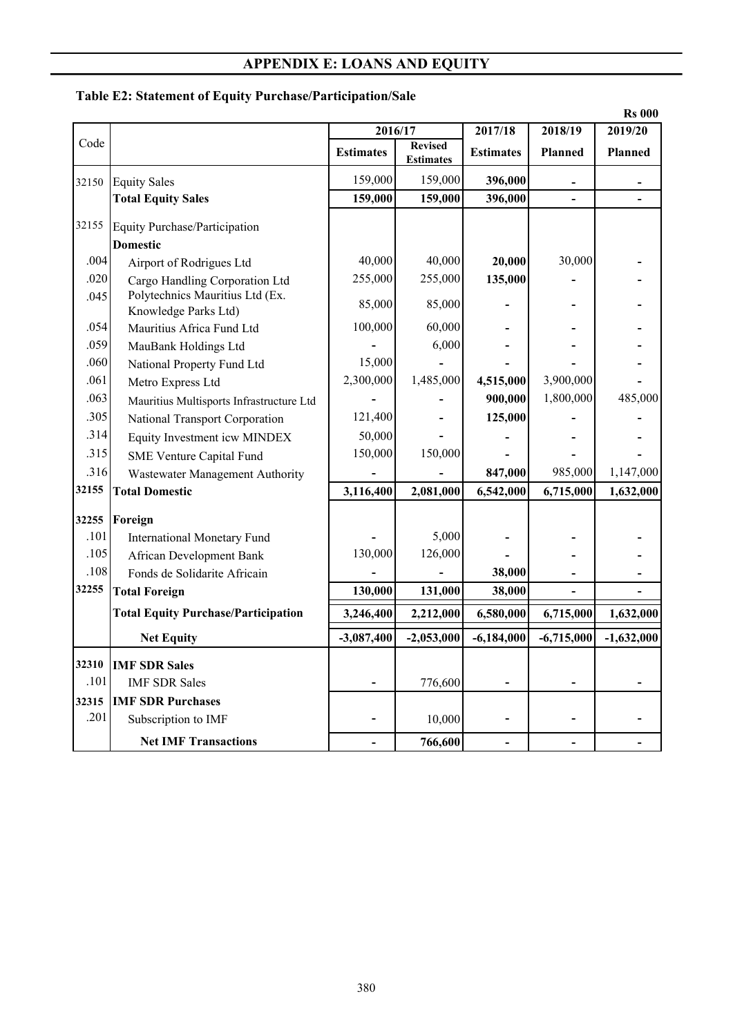# APPENDIX E: LOANS AND EQUITY

## Table E2: Statement of Equity Purchase/Participation/Sale

Rs 000

| Code | | 2016/17 | | 2017/18 | 2018/19 | 2019/20 |
|---|---|---|---|---|---|---|
| | | Estimates | Revised Estimates | Estimates | Planned | Planned |
| 32150 | Equity Sales | 159,000 | 159,000 | **396,000** | - | - |
| | **Total Equity Sales** | **159,000** | **159,000** | **396,000** | **-** | **-** |
| 32155 | Equity Purchase/Participation | | | | | |
| | **Domestic** | | | | | |
| .004 | Airport of Rodrigues Ltd | 40,000 | 40,000 | **20,000** | 30,000 | - |
| .020 | Cargo Handling Corporation Ltd | 255,000 | 255,000 | **135,000** | - | - |
| .045 | Polytechnics Mauritius Ltd (Ex. Knowledge Parks Ltd) | 85,000 | 85,000 | **-** | - | - |
| .054 | Mauritius Africa Fund Ltd | 100,000 | 60,000 | **-** | - | - |
| .059 | MauBank Holdings Ltd | - | 6,000 | **-** | - | - |
| .060 | National Property Fund Ltd | 15,000 | - | **-** | - | - |
| .061 | Metro Express Ltd | 2,300,000 | 1,485,000 | **4,515,000** | 3,900,000 | - |
| .063 | Mauritius Multisports Infrastructure Ltd | - | - | **900,000** | 1,800,000 | 485,000 |
| .305 | National Transport Corporation | 121,400 | - | **125,000** | - | - |
| .314 | Equity Investment icw MINDEX | 50,000 | - | **-** | - | - |
| .315 | SME Venture Capital Fund | 150,000 | 150,000 | **-** | - | - |
| .316 | Wastewater Management Authority | - | - | **847,000** | 985,000 | 1,147,000 |
| **32155** | **Total Domestic** | **3,116,400** | **2,081,000** | **6,542,000** | **6,715,000** | **1,632,000** |
| **32255** | **Foreign** | | | | | |
| .101 | International Monetary Fund | - | 5,000 | **-** | - | - |
| .105 | African Development Bank | 130,000 | 126,000 | **-** | - | - |
| .108 | Fonds de Solidarite Africain | - | - | **38,000** | - | - |
| **32255** | **Total Foreign** | **130,000** | **131,000** | **38,000** | **-** | **-** |
| | **Total Equity Purchase/Participation** | **3,246,400** | **2,212,000** | **6,580,000** | **6,715,000** | **1,632,000** |
| | **Net Equity** | **-3,087,400** | **-2,053,000** | **-6,184,000** | **-6,715,000** | **-1,632,000** |
| **32310** | **IMF SDR Sales** | | | | | |
| .101 | IMF SDR Sales | - | 776,600 | **-** | - | - |
| **32315** | **IMF SDR Purchases** | | | | | |
| .201 | Subscription to IMF | - | 10,000 | **-** | - | - |
| | **Net IMF Transactions** | **-** | **766,600** | **-** | **-** | **-** |